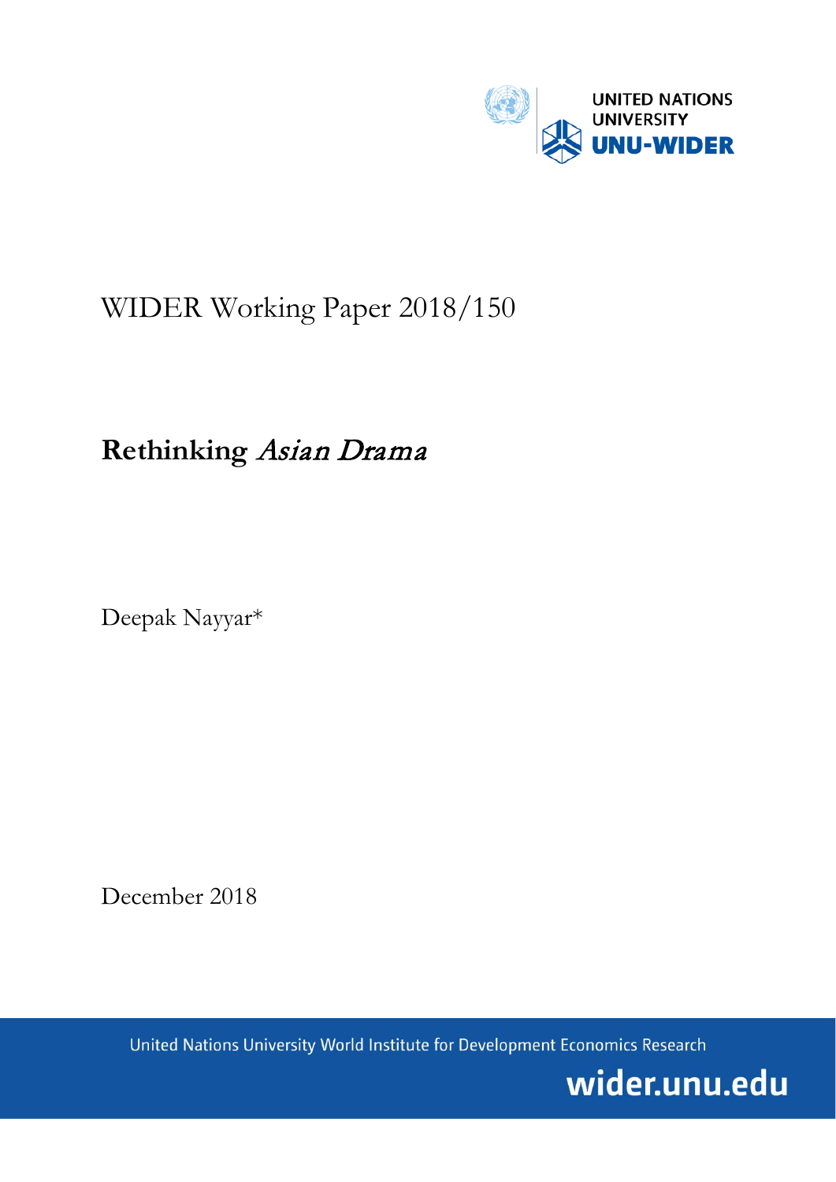UNITED NATIONS UNIVERSITY
UNU-WIDER

WIDER Working Paper 2018/150

# Rethinking *Asian Drama*

Deepak Nayyar*

December 2018

United Nations University World Institute for Development Economics Research

wider.unu.edu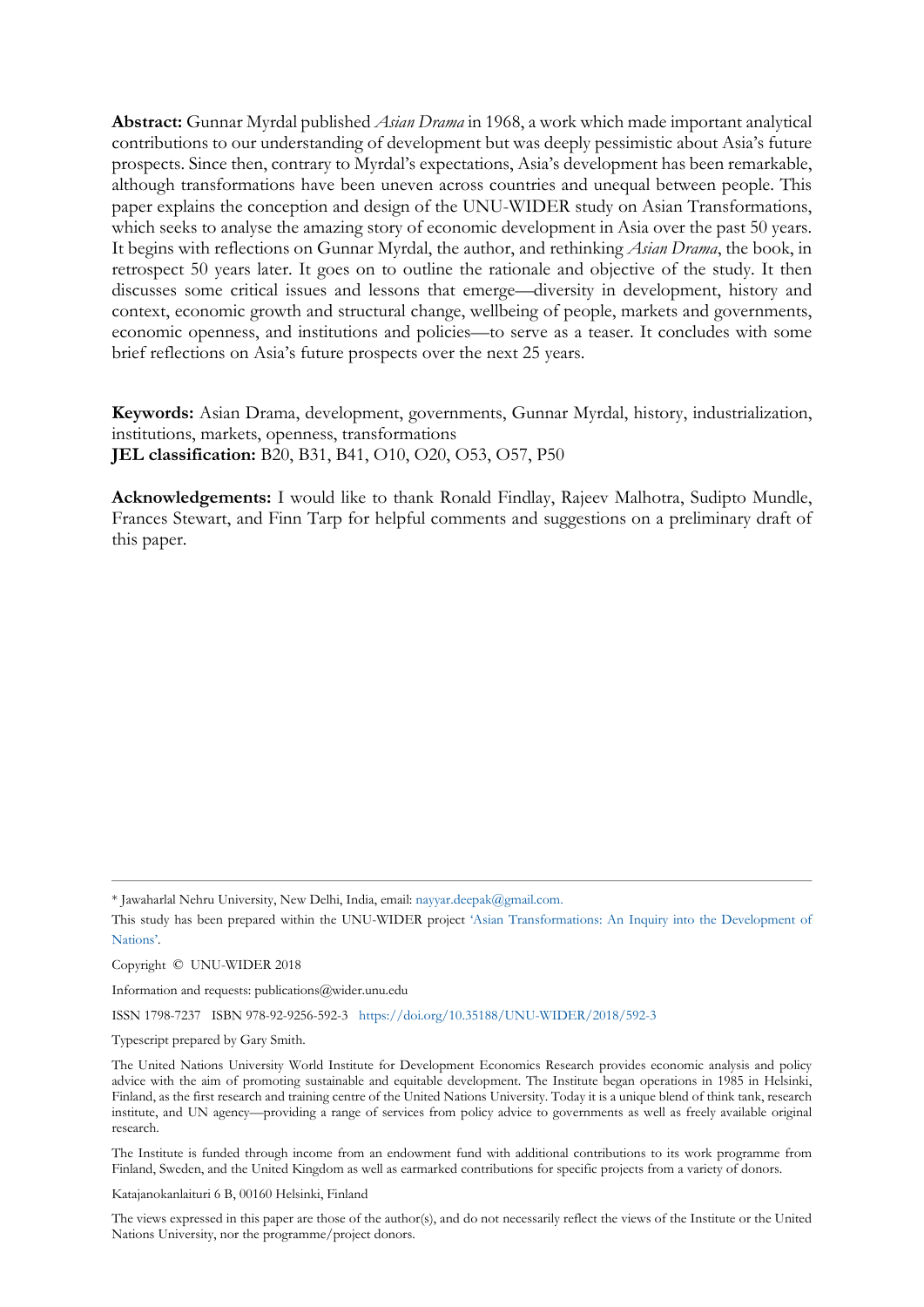**Abstract:** Gunnar Myrdal published *Asian Drama* in 1968, a work which made important analytical contributions to our understanding of development but was deeply pessimistic about Asia's future prospects. Since then, contrary to Myrdal's expectations, Asia's development has been remarkable, although transformations have been uneven across countries and unequal between people. This paper explains the conception and design of the UNU-WIDER study on Asian Transformations, which seeks to analyse the amazing story of economic development in Asia over the past 50 years. It begins with reflections on Gunnar Myrdal, the author, and rethinking *Asian Drama*, the book, in retrospect 50 years later. It goes on to outline the rationale and objective of the study. It then discusses some critical issues and lessons that emerge—diversity in development, history and context, economic growth and structural change, wellbeing of people, markets and governments, economic openness, and institutions and policies—to serve as a teaser. It concludes with some brief reflections on Asia's future prospects over the next 25 years.

**Keywords:** Asian Drama, development, governments, Gunnar Myrdal, history, industrialization, institutions, markets, openness, transformations
**JEL classification:** B20, B31, B41, O10, O20, O53, O57, P50

**Acknowledgements:** I would like to thank Ronald Findlay, Rajeev Malhotra, Sudipto Mundle, Frances Stewart, and Finn Tarp for helpful comments and suggestions on a preliminary draft of this paper.

---

\* Jawaharlal Nehru University, New Delhi, India, email: nayyar.deepak@gmail.com.

This study has been prepared within the UNU-WIDER project 'Asian Transformations: An Inquiry into the Development of Nations'.

Copyright © UNU-WIDER 2018

Information and requests: publications@wider.unu.edu

ISSN 1798-7237 ISBN 978-92-9256-592-3 https://doi.org/10.35188/UNU-WIDER/2018/592-3

Typescript prepared by Gary Smith.

The United Nations University World Institute for Development Economics Research provides economic analysis and policy advice with the aim of promoting sustainable and equitable development. The Institute began operations in 1985 in Helsinki, Finland, as the first research and training centre of the United Nations University. Today it is a unique blend of think tank, research institute, and UN agency—providing a range of services from policy advice to governments as well as freely available original research.

The Institute is funded through income from an endowment fund with additional contributions to its work programme from Finland, Sweden, and the United Kingdom as well as earmarked contributions for specific projects from a variety of donors.

Katajanokanlaituri 6 B, 00160 Helsinki, Finland

The views expressed in this paper are those of the author(s), and do not necessarily reflect the views of the Institute or the United Nations University, nor the programme/project donors.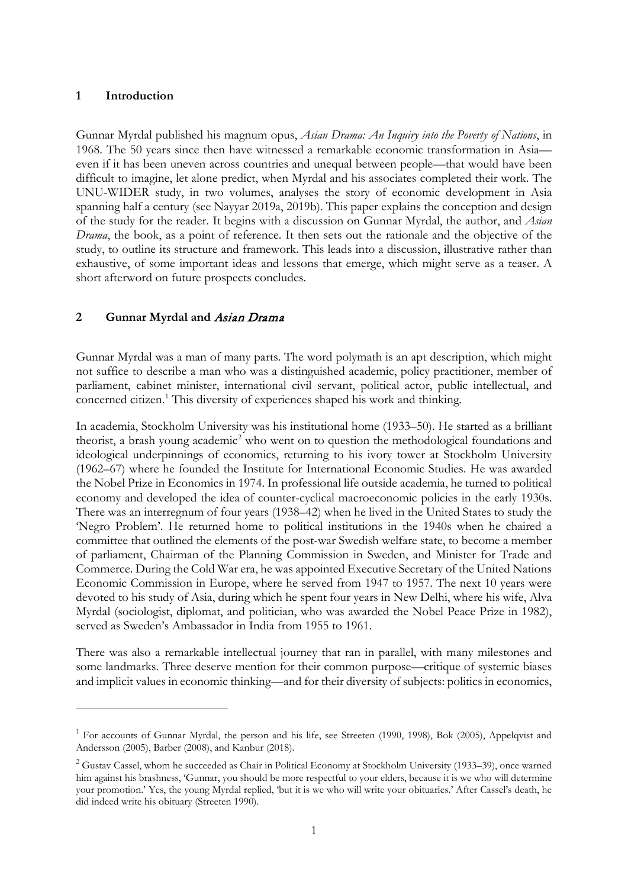## 1 Introduction

Gunnar Myrdal published his magnum opus, *Asian Drama: An Inquiry into the Poverty of Nations*, in 1968. The 50 years since then have witnessed a remarkable economic transformation in Asia—even if it has been uneven across countries and unequal between people—that would have been difficult to imagine, let alone predict, when Myrdal and his associates completed their work. The UNU-WIDER study, in two volumes, analyses the story of economic development in Asia spanning half a century (see Nayyar 2019a, 2019b). This paper explains the conception and design of the study for the reader. It begins with a discussion on Gunnar Myrdal, the author, and *Asian Drama*, the book, as a point of reference. It then sets out the rationale and the objective of the study, to outline its structure and framework. This leads into a discussion, illustrative rather than exhaustive, of some important ideas and lessons that emerge, which might serve as a teaser. A short afterword on future prospects concludes.

## 2 Gunnar Myrdal and *Asian Drama*

Gunnar Myrdal was a man of many parts. The word polymath is an apt description, which might not suffice to describe a man who was a distinguished academic, policy practitioner, member of parliament, cabinet minister, international civil servant, political actor, public intellectual, and concerned citizen.[1] This diversity of experiences shaped his work and thinking.

In academia, Stockholm University was his institutional home (1933–50). He started as a brilliant theorist, a brash young academic[2] who went on to question the methodological foundations and ideological underpinnings of economics, returning to his ivory tower at Stockholm University (1962–67) where he founded the Institute for International Economic Studies. He was awarded the Nobel Prize in Economics in 1974. In professional life outside academia, he turned to political economy and developed the idea of counter-cyclical macroeconomic policies in the early 1930s. There was an interregnum of four years (1938–42) when he lived in the United States to study the 'Negro Problem'. He returned home to political institutions in the 1940s when he chaired a committee that outlined the elements of the post-war Swedish welfare state, to become a member of parliament, Chairman of the Planning Commission in Sweden, and Minister for Trade and Commerce. During the Cold War era, he was appointed Executive Secretary of the United Nations Economic Commission in Europe, where he served from 1947 to 1957. The next 10 years were devoted to his study of Asia, during which he spent four years in New Delhi, where his wife, Alva Myrdal (sociologist, diplomat, and politician, who was awarded the Nobel Peace Prize in 1982), served as Sweden's Ambassador in India from 1955 to 1961.

There was also a remarkable intellectual journey that ran in parallel, with many milestones and some landmarks. Three deserve mention for their common purpose—critique of systemic biases and implicit values in economic thinking—and for their diversity of subjects: politics in economics,

---

[1] For accounts of Gunnar Myrdal, the person and his life, see Streeten (1990, 1998), Bok (2005), Appelqvist and Andersson (2005), Barber (2008), and Kanbur (2018).

[2] Gustav Cassel, whom he succeeded as Chair in Political Economy at Stockholm University (1933–39), once warned him against his brashness, 'Gunnar, you should be more respectful to your elders, because it is we who will determine your promotion.' Yes, the young Myrdal replied, 'but it is we who will write your obituaries.' After Cassel's death, he did indeed write his obituary (Streeten 1990).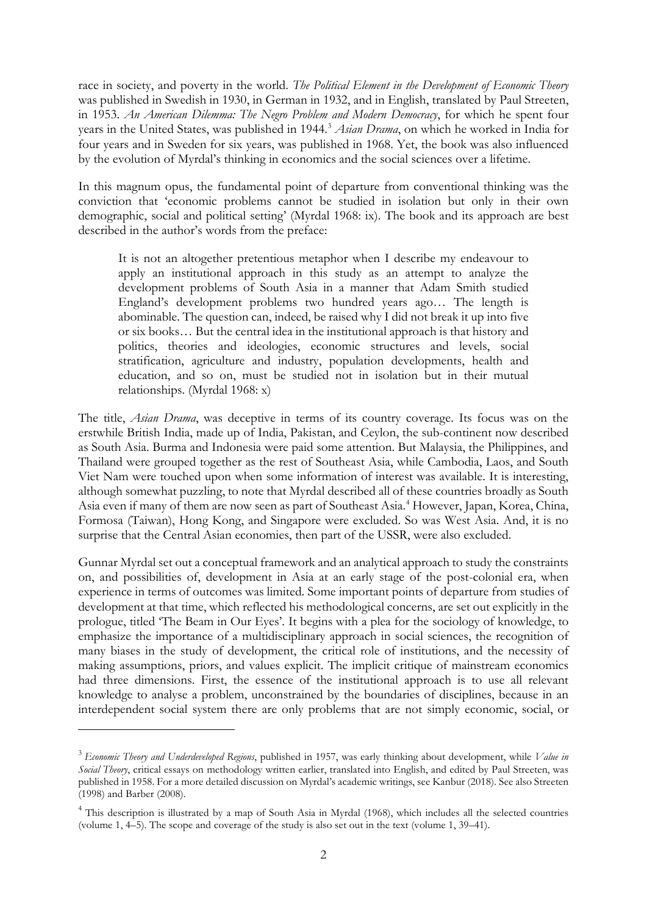race in society, and poverty in the world. *The Political Element in the Development of Economic Theory* was published in Swedish in 1930, in German in 1932, and in English, translated by Paul Streeten, in 1953. *An American Dilemma: The Negro Problem and Modern Democracy*, for which he spent four years in the United States, was published in 1944.[3] *Asian Drama*, on which he worked in India for four years and in Sweden for six years, was published in 1968. Yet, the book was also influenced by the evolution of Myrdal's thinking in economics and the social sciences over a lifetime.

In this magnum opus, the fundamental point of departure from conventional thinking was the conviction that 'economic problems cannot be studied in isolation but only in their own demographic, social and political setting' (Myrdal 1968: ix). The book and its approach are best described in the author's words from the preface:

> It is not an altogether pretentious metaphor when I describe my endeavour to apply an institutional approach in this study as an attempt to analyze the development problems of South Asia in a manner that Adam Smith studied England's development problems two hundred years ago… The length is abominable. The question can, indeed, be raised why I did not break it up into five or six books… But the central idea in the institutional approach is that history and politics, theories and ideologies, economic structures and levels, social stratification, agriculture and industry, population developments, health and education, and so on, must be studied not in isolation but in their mutual relationships. (Myrdal 1968: x)

The title, *Asian Drama*, was deceptive in terms of its country coverage. Its focus was on the erstwhile British India, made up of India, Pakistan, and Ceylon, the sub-continent now described as South Asia. Burma and Indonesia were paid some attention. But Malaysia, the Philippines, and Thailand were grouped together as the rest of Southeast Asia, while Cambodia, Laos, and South Viet Nam were touched upon when some information of interest was available. It is interesting, although somewhat puzzling, to note that Myrdal described all of these countries broadly as South Asia even if many of them are now seen as part of Southeast Asia.[4] However, Japan, Korea, China, Formosa (Taiwan), Hong Kong, and Singapore were excluded. So was West Asia. And, it is no surprise that the Central Asian economies, then part of the USSR, were also excluded.

Gunnar Myrdal set out a conceptual framework and an analytical approach to study the constraints on, and possibilities of, development in Asia at an early stage of the post-colonial era, when experience in terms of outcomes was limited. Some important points of departure from studies of development at that time, which reflected his methodological concerns, are set out explicitly in the prologue, titled 'The Beam in Our Eyes'. It begins with a plea for the sociology of knowledge, to emphasize the importance of a multidisciplinary approach in social sciences, the recognition of many biases in the study of development, the critical role of institutions, and the necessity of making assumptions, priors, and values explicit. The implicit critique of mainstream economics had three dimensions. First, the essence of the institutional approach is to use all relevant knowledge to analyse a problem, unconstrained by the boundaries of disciplines, because in an interdependent social system there are only problems that are not simply economic, social, or

---

[3] *Economic Theory and Underdeveloped Regions*, published in 1957, was early thinking about development, while *Value in Social Theory*, critical essays on methodology written earlier, translated into English, and edited by Paul Streeten, was published in 1958. For a more detailed discussion on Myrdal's academic writings, see Kanbur (2018). See also Streeten (1998) and Barber (2008).

[4] This description is illustrated by a map of South Asia in Myrdal (1968), which includes all the selected countries (volume 1, 4–5). The scope and coverage of the study is also set out in the text (volume 1, 39–41).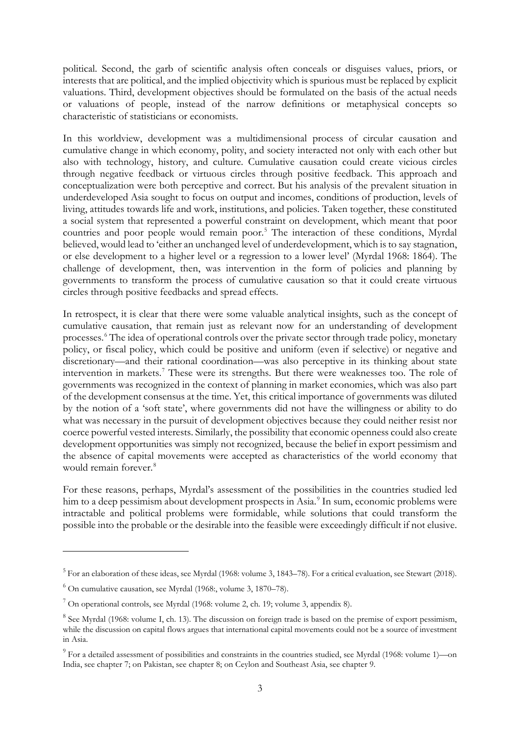political. Second, the garb of scientific analysis often conceals or disguises values, priors, or interests that are political, and the implied objectivity which is spurious must be replaced by explicit valuations. Third, development objectives should be formulated on the basis of the actual needs or valuations of people, instead of the narrow definitions or metaphysical concepts so characteristic of statisticians or economists.

In this worldview, development was a multidimensional process of circular causation and cumulative change in which economy, polity, and society interacted not only with each other but also with technology, history, and culture. Cumulative causation could create vicious circles through negative feedback or virtuous circles through positive feedback. This approach and conceptualization were both perceptive and correct. But his analysis of the prevalent situation in underdeveloped Asia sought to focus on output and incomes, conditions of production, levels of living, attitudes towards life and work, institutions, and policies. Taken together, these constituted a social system that represented a powerful constraint on development, which meant that poor countries and poor people would remain poor.[5] The interaction of these conditions, Myrdal believed, would lead to 'either an unchanged level of underdevelopment, which is to say stagnation, or else development to a higher level or a regression to a lower level' (Myrdal 1968: 1864). The challenge of development, then, was intervention in the form of policies and planning by governments to transform the process of cumulative causation so that it could create virtuous circles through positive feedbacks and spread effects.

In retrospect, it is clear that there were some valuable analytical insights, such as the concept of cumulative causation, that remain just as relevant now for an understanding of development processes.[6] The idea of operational controls over the private sector through trade policy, monetary policy, or fiscal policy, which could be positive and uniform (even if selective) or negative and discretionary—and their rational coordination—was also perceptive in its thinking about state intervention in markets.[7] These were its strengths. But there were weaknesses too. The role of governments was recognized in the context of planning in market economies, which was also part of the development consensus at the time. Yet, this critical importance of governments was diluted by the notion of a 'soft state', where governments did not have the willingness or ability to do what was necessary in the pursuit of development objectives because they could neither resist nor coerce powerful vested interests. Similarly, the possibility that economic openness could also create development opportunities was simply not recognized, because the belief in export pessimism and the absence of capital movements were accepted as characteristics of the world economy that would remain forever.[8]

For these reasons, perhaps, Myrdal's assessment of the possibilities in the countries studied led him to a deep pessimism about development prospects in Asia.[9] In sum, economic problems were intractable and political problems were formidable, while solutions that could transform the possible into the probable or the desirable into the feasible were exceedingly difficult if not elusive.

---

[5] For an elaboration of these ideas, see Myrdal (1968: volume 3, 1843–78). For a critical evaluation, see Stewart (2018).

[6] On cumulative causation, see Myrdal (1968:, volume 3, 1870–78).

[7] On operational controls, see Myrdal (1968: volume 2, ch. 19; volume 3, appendix 8).

[8] See Myrdal (1968: volume I, ch. 13). The discussion on foreign trade is based on the premise of export pessimism, while the discussion on capital flows argues that international capital movements could not be a source of investment in Asia.

[9] For a detailed assessment of possibilities and constraints in the countries studied, see Myrdal (1968: volume 1)—on India, see chapter 7; on Pakistan, see chapter 8; on Ceylon and Southeast Asia, see chapter 9.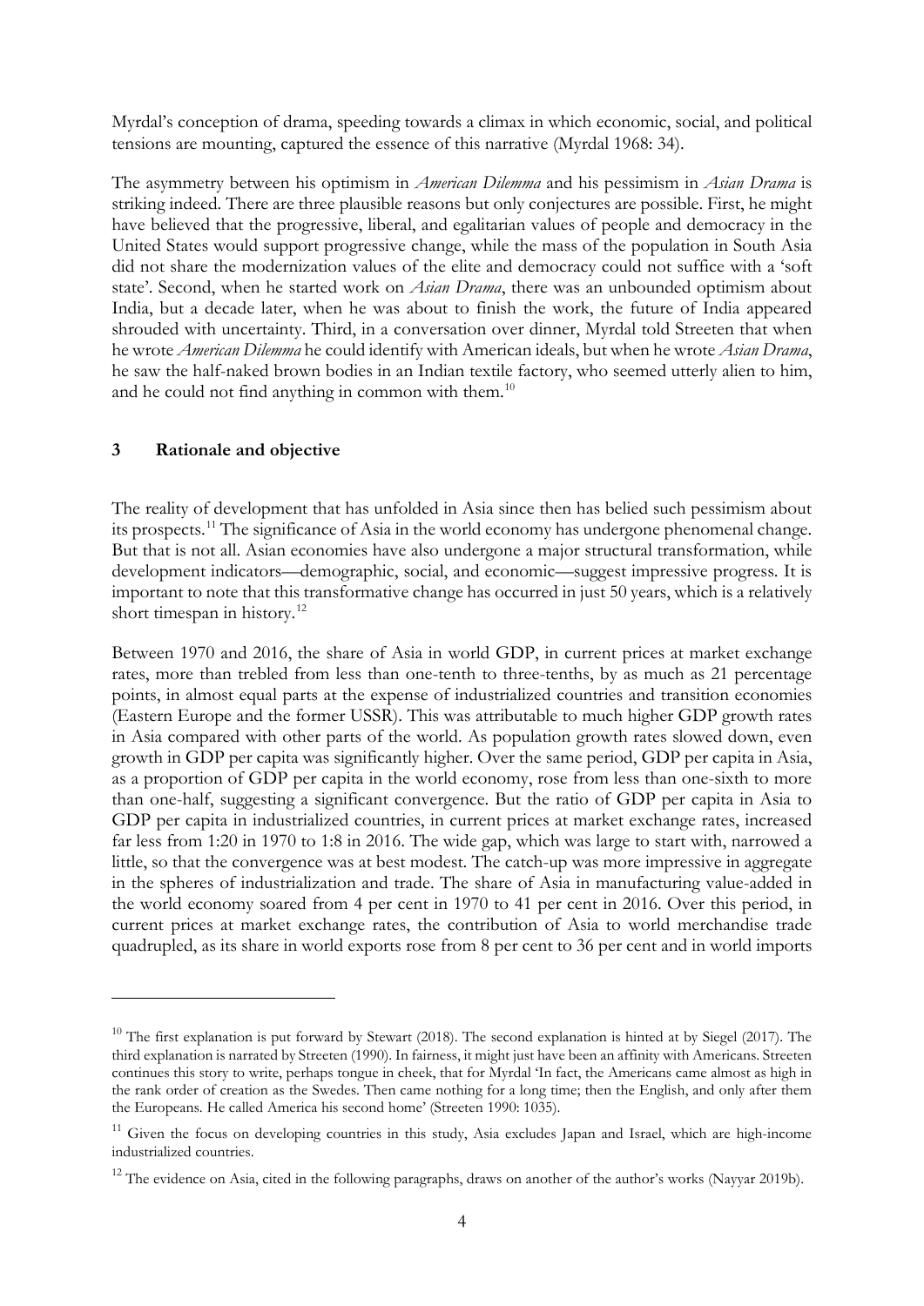Myrdal's conception of drama, speeding towards a climax in which economic, social, and political tensions are mounting, captured the essence of this narrative (Myrdal 1968: 34).

The asymmetry between his optimism in *American Dilemma* and his pessimism in *Asian Drama* is striking indeed. There are three plausible reasons but only conjectures are possible. First, he might have believed that the progressive, liberal, and egalitarian values of people and democracy in the United States would support progressive change, while the mass of the population in South Asia did not share the modernization values of the elite and democracy could not suffice with a 'soft state'. Second, when he started work on *Asian Drama*, there was an unbounded optimism about India, but a decade later, when he was about to finish the work, the future of India appeared shrouded with uncertainty. Third, in a conversation over dinner, Myrdal told Streeten that when he wrote *American Dilemma* he could identify with American ideals, but when he wrote *Asian Drama*, he saw the half-naked brown bodies in an Indian textile factory, who seemed utterly alien to him, and he could not find anything in common with them.[10]

## 3 Rationale and objective

The reality of development that has unfolded in Asia since then has belied such pessimism about its prospects.[11] The significance of Asia in the world economy has undergone phenomenal change. But that is not all. Asian economies have also undergone a major structural transformation, while development indicators—demographic, social, and economic—suggest impressive progress. It is important to note that this transformative change has occurred in just 50 years, which is a relatively short timespan in history.[12]

Between 1970 and 2016, the share of Asia in world GDP, in current prices at market exchange rates, more than trebled from less than one-tenth to three-tenths, by as much as 21 percentage points, in almost equal parts at the expense of industrialized countries and transition economies (Eastern Europe and the former USSR). This was attributable to much higher GDP growth rates in Asia compared with other parts of the world. As population growth rates slowed down, even growth in GDP per capita was significantly higher. Over the same period, GDP per capita in Asia, as a proportion of GDP per capita in the world economy, rose from less than one-sixth to more than one-half, suggesting a significant convergence. But the ratio of GDP per capita in Asia to GDP per capita in industrialized countries, in current prices at market exchange rates, increased far less from 1:20 in 1970 to 1:8 in 2016. The wide gap, which was large to start with, narrowed a little, so that the convergence was at best modest. The catch-up was more impressive in aggregate in the spheres of industrialization and trade. The share of Asia in manufacturing value-added in the world economy soared from 4 per cent in 1970 to 41 per cent in 2016. Over this period, in current prices at market exchange rates, the contribution of Asia to world merchandise trade quadrupled, as its share in world exports rose from 8 per cent to 36 per cent and in world imports

---

[10] The first explanation is put forward by Stewart (2018). The second explanation is hinted at by Siegel (2017). The third explanation is narrated by Streeten (1990). In fairness, it might just have been an affinity with Americans. Streeten continues this story to write, perhaps tongue in cheek, that for Myrdal 'In fact, the Americans came almost as high in the rank order of creation as the Swedes. Then came nothing for a long time; then the English, and only after them the Europeans. He called America his second home' (Streeten 1990: 1035).

[11] Given the focus on developing countries in this study, Asia excludes Japan and Israel, which are high-income industrialized countries.

[12] The evidence on Asia, cited in the following paragraphs, draws on another of the author's works (Nayyar 2019b).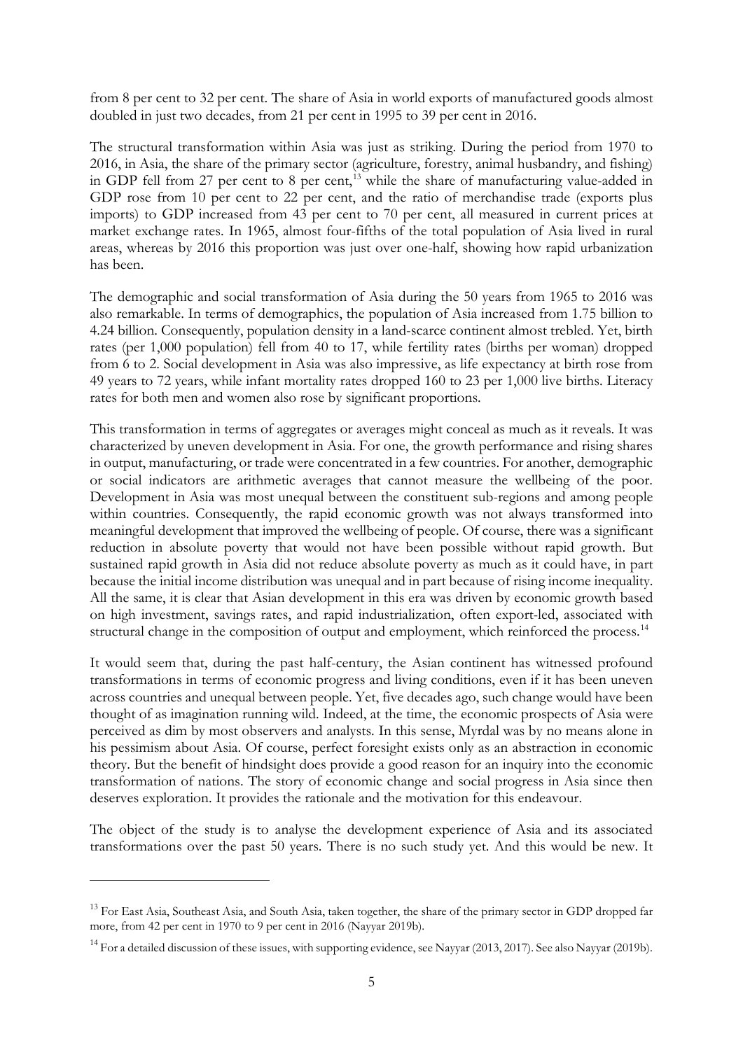from 8 per cent to 32 per cent. The share of Asia in world exports of manufactured goods almost doubled in just two decades, from 21 per cent in 1995 to 39 per cent in 2016.

The structural transformation within Asia was just as striking. During the period from 1970 to 2016, in Asia, the share of the primary sector (agriculture, forestry, animal husbandry, and fishing) in GDP fell from 27 per cent to 8 per cent,[13] while the share of manufacturing value-added in GDP rose from 10 per cent to 22 per cent, and the ratio of merchandise trade (exports plus imports) to GDP increased from 43 per cent to 70 per cent, all measured in current prices at market exchange rates. In 1965, almost four-fifths of the total population of Asia lived in rural areas, whereas by 2016 this proportion was just over one-half, showing how rapid urbanization has been.

The demographic and social transformation of Asia during the 50 years from 1965 to 2016 was also remarkable. In terms of demographics, the population of Asia increased from 1.75 billion to 4.24 billion. Consequently, population density in a land-scarce continent almost trebled. Yet, birth rates (per 1,000 population) fell from 40 to 17, while fertility rates (births per woman) dropped from 6 to 2. Social development in Asia was also impressive, as life expectancy at birth rose from 49 years to 72 years, while infant mortality rates dropped 160 to 23 per 1,000 live births. Literacy rates for both men and women also rose by significant proportions.

This transformation in terms of aggregates or averages might conceal as much as it reveals. It was characterized by uneven development in Asia. For one, the growth performance and rising shares in output, manufacturing, or trade were concentrated in a few countries. For another, demographic or social indicators are arithmetic averages that cannot measure the wellbeing of the poor. Development in Asia was most unequal between the constituent sub-regions and among people within countries. Consequently, the rapid economic growth was not always transformed into meaningful development that improved the wellbeing of people. Of course, there was a significant reduction in absolute poverty that would not have been possible without rapid growth. But sustained rapid growth in Asia did not reduce absolute poverty as much as it could have, in part because the initial income distribution was unequal and in part because of rising income inequality. All the same, it is clear that Asian development in this era was driven by economic growth based on high investment, savings rates, and rapid industrialization, often export-led, associated with structural change in the composition of output and employment, which reinforced the process.[14]

It would seem that, during the past half-century, the Asian continent has witnessed profound transformations in terms of economic progress and living conditions, even if it has been uneven across countries and unequal between people. Yet, five decades ago, such change would have been thought of as imagination running wild. Indeed, at the time, the economic prospects of Asia were perceived as dim by most observers and analysts. In this sense, Myrdal was by no means alone in his pessimism about Asia. Of course, perfect foresight exists only as an abstraction in economic theory. But the benefit of hindsight does provide a good reason for an inquiry into the economic transformation of nations. The story of economic change and social progress in Asia since then deserves exploration. It provides the rationale and the motivation for this endeavour.

The object of the study is to analyse the development experience of Asia and its associated transformations over the past 50 years. There is no such study yet. And this would be new. It

---

[13] For East Asia, Southeast Asia, and South Asia, taken together, the share of the primary sector in GDP dropped far more, from 42 per cent in 1970 to 9 per cent in 2016 (Nayyar 2019b).

[14] For a detailed discussion of these issues, with supporting evidence, see Nayyar (2013, 2017). See also Nayyar (2019b).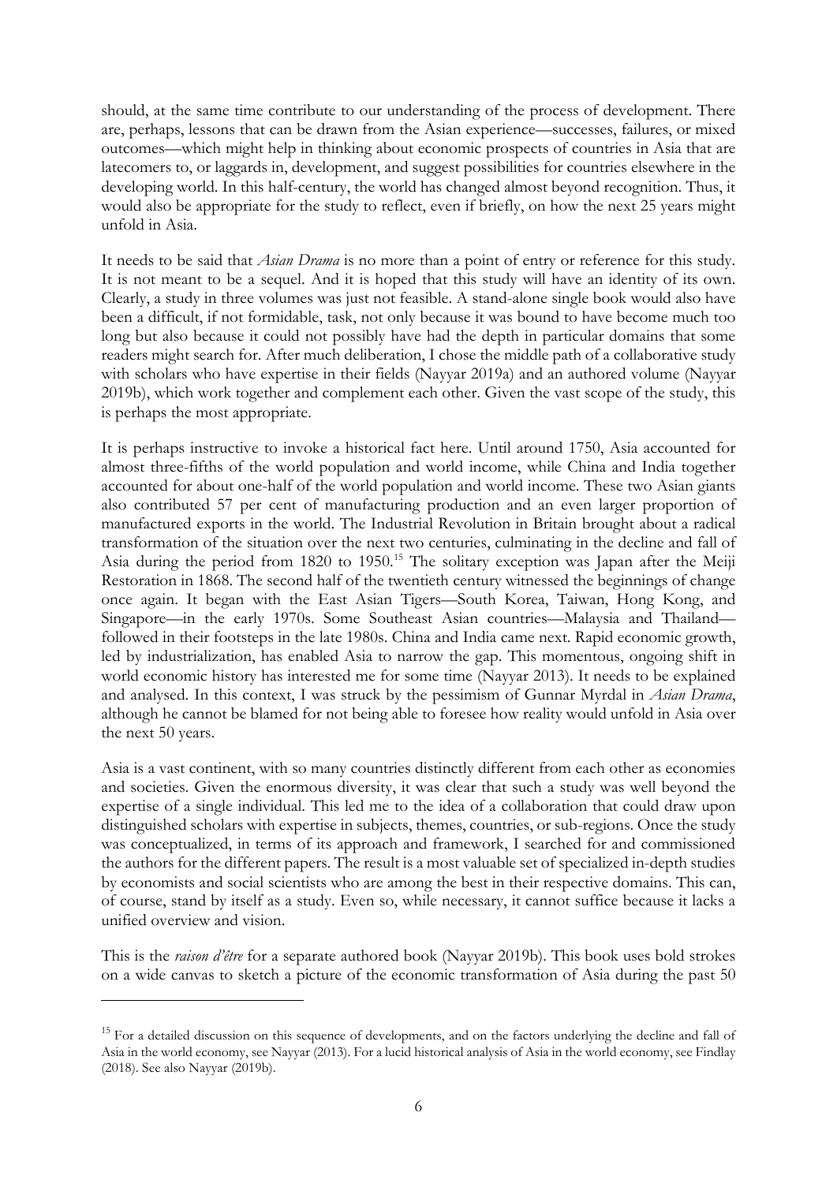should, at the same time contribute to our understanding of the process of development. There are, perhaps, lessons that can be drawn from the Asian experience—successes, failures, or mixed outcomes—which might help in thinking about economic prospects of countries in Asia that are latecomers to, or laggards in, development, and suggest possibilities for countries elsewhere in the developing world. In this half-century, the world has changed almost beyond recognition. Thus, it would also be appropriate for the study to reflect, even if briefly, on how the next 25 years might unfold in Asia.

It needs to be said that *Asian Drama* is no more than a point of entry or reference for this study. It is not meant to be a sequel. And it is hoped that this study will have an identity of its own. Clearly, a study in three volumes was just not feasible. A stand-alone single book would also have been a difficult, if not formidable, task, not only because it was bound to have become much too long but also because it could not possibly have had the depth in particular domains that some readers might search for. After much deliberation, I chose the middle path of a collaborative study with scholars who have expertise in their fields (Nayyar 2019a) and an authored volume (Nayyar 2019b), which work together and complement each other. Given the vast scope of the study, this is perhaps the most appropriate.

It is perhaps instructive to invoke a historical fact here. Until around 1750, Asia accounted for almost three-fifths of the world population and world income, while China and India together accounted for about one-half of the world population and world income. These two Asian giants also contributed 57 per cent of manufacturing production and an even larger proportion of manufactured exports in the world. The Industrial Revolution in Britain brought about a radical transformation of the situation over the next two centuries, culminating in the decline and fall of Asia during the period from 1820 to 1950.[15] The solitary exception was Japan after the Meiji Restoration in 1868. The second half of the twentieth century witnessed the beginnings of change once again. It began with the East Asian Tigers—South Korea, Taiwan, Hong Kong, and Singapore—in the early 1970s. Some Southeast Asian countries—Malaysia and Thailand—followed in their footsteps in the late 1980s. China and India came next. Rapid economic growth, led by industrialization, has enabled Asia to narrow the gap. This momentous, ongoing shift in world economic history has interested me for some time (Nayyar 2013). It needs to be explained and analysed. In this context, I was struck by the pessimism of Gunnar Myrdal in *Asian Drama*, although he cannot be blamed for not being able to foresee how reality would unfold in Asia over the next 50 years.

Asia is a vast continent, with so many countries distinctly different from each other as economies and societies. Given the enormous diversity, it was clear that such a study was well beyond the expertise of a single individual. This led me to the idea of a collaboration that could draw upon distinguished scholars with expertise in subjects, themes, countries, or sub-regions. Once the study was conceptualized, in terms of its approach and framework, I searched for and commissioned the authors for the different papers. The result is a most valuable set of specialized in-depth studies by economists and social scientists who are among the best in their respective domains. This can, of course, stand by itself as a study. Even so, while necessary, it cannot suffice because it lacks a unified overview and vision.

This is the *raison d'être* for a separate authored book (Nayyar 2019b). This book uses bold strokes on a wide canvas to sketch a picture of the economic transformation of Asia during the past 50

[15] For a detailed discussion on this sequence of developments, and on the factors underlying the decline and fall of Asia in the world economy, see Nayyar (2013). For a lucid historical analysis of Asia in the world economy, see Findlay (2018). See also Nayyar (2019b).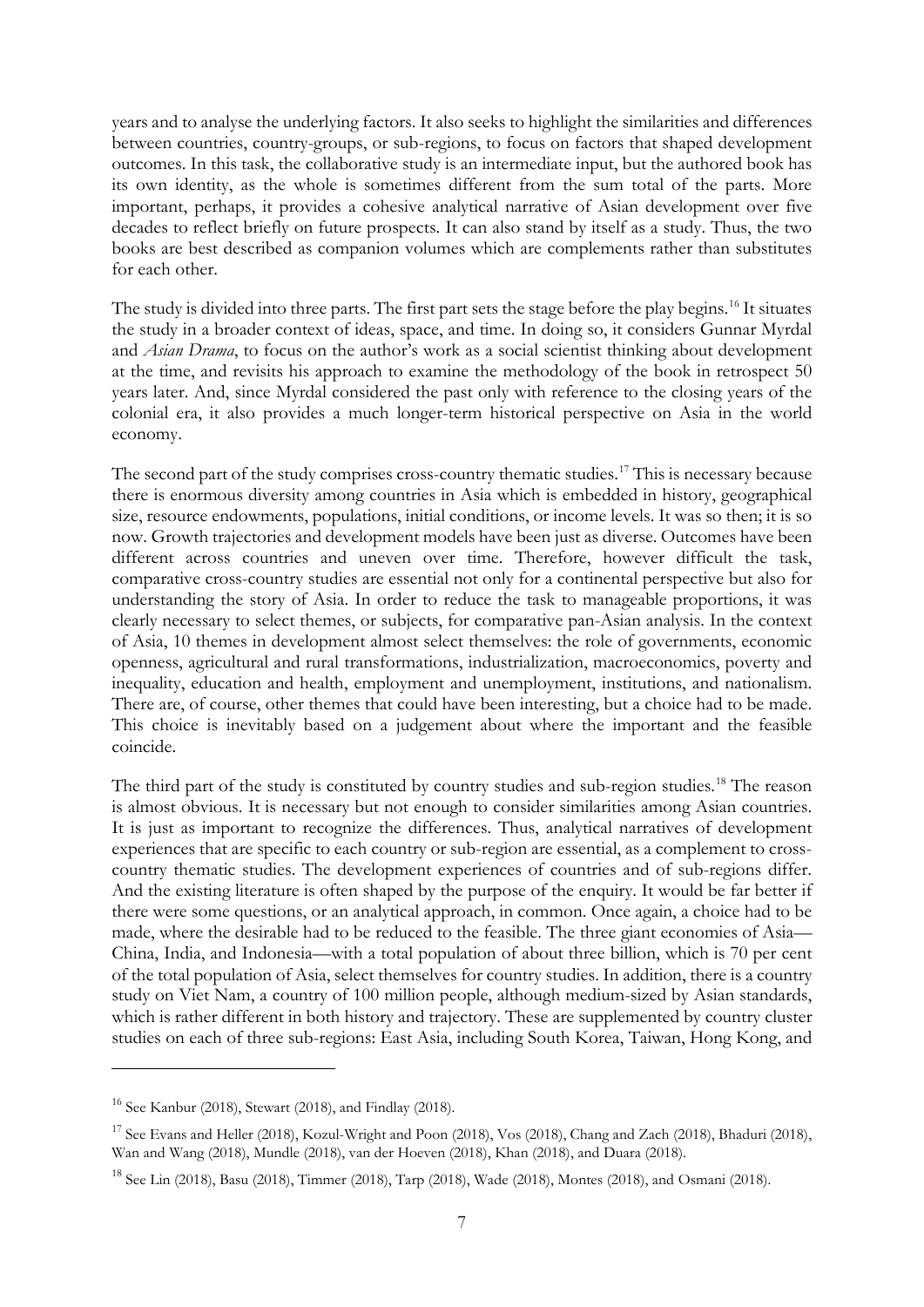years and to analyse the underlying factors. It also seeks to highlight the similarities and differences between countries, country-groups, or sub-regions, to focus on factors that shaped development outcomes. In this task, the collaborative study is an intermediate input, but the authored book has its own identity, as the whole is sometimes different from the sum total of the parts. More important, perhaps, it provides a cohesive analytical narrative of Asian development over five decades to reflect briefly on future prospects. It can also stand by itself as a study. Thus, the two books are best described as companion volumes which are complements rather than substitutes for each other.

The study is divided into three parts. The first part sets the stage before the play begins.[16] It situates the study in a broader context of ideas, space, and time. In doing so, it considers Gunnar Myrdal and *Asian Drama*, to focus on the author's work as a social scientist thinking about development at the time, and revisits his approach to examine the methodology of the book in retrospect 50 years later. And, since Myrdal considered the past only with reference to the closing years of the colonial era, it also provides a much longer-term historical perspective on Asia in the world economy.

The second part of the study comprises cross-country thematic studies.[17] This is necessary because there is enormous diversity among countries in Asia which is embedded in history, geographical size, resource endowments, populations, initial conditions, or income levels. It was so then; it is so now. Growth trajectories and development models have been just as diverse. Outcomes have been different across countries and uneven over time. Therefore, however difficult the task, comparative cross-country studies are essential not only for a continental perspective but also for understanding the story of Asia. In order to reduce the task to manageable proportions, it was clearly necessary to select themes, or subjects, for comparative pan-Asian analysis. In the context of Asia, 10 themes in development almost select themselves: the role of governments, economic openness, agricultural and rural transformations, industrialization, macroeconomics, poverty and inequality, education and health, employment and unemployment, institutions, and nationalism. There are, of course, other themes that could have been interesting, but a choice had to be made. This choice is inevitably based on a judgement about where the important and the feasible coincide.

The third part of the study is constituted by country studies and sub-region studies.[18] The reason is almost obvious. It is necessary but not enough to consider similarities among Asian countries. It is just as important to recognize the differences. Thus, analytical narratives of development experiences that are specific to each country or sub-region are essential, as a complement to cross-country thematic studies. The development experiences of countries and of sub-regions differ. And the existing literature is often shaped by the purpose of the enquiry. It would be far better if there were some questions, or an analytical approach, in common. Once again, a choice had to be made, where the desirable had to be reduced to the feasible. The three giant economies of Asia—China, India, and Indonesia—with a total population of about three billion, which is 70 per cent of the total population of Asia, select themselves for country studies. In addition, there is a country study on Viet Nam, a country of 100 million people, although medium-sized by Asian standards, which is rather different in both history and trajectory. These are supplemented by country cluster studies on each of three sub-regions: East Asia, including South Korea, Taiwan, Hong Kong, and

---

[16] See Kanbur (2018), Stewart (2018), and Findlay (2018).

[17] See Evans and Heller (2018), Kozul-Wright and Poon (2018), Vos (2018), Chang and Zach (2018), Bhaduri (2018), Wan and Wang (2018), Mundle (2018), van der Hoeven (2018), Khan (2018), and Duara (2018).

[18] See Lin (2018), Basu (2018), Timmer (2018), Tarp (2018), Wade (2018), Montes (2018), and Osmani (2018).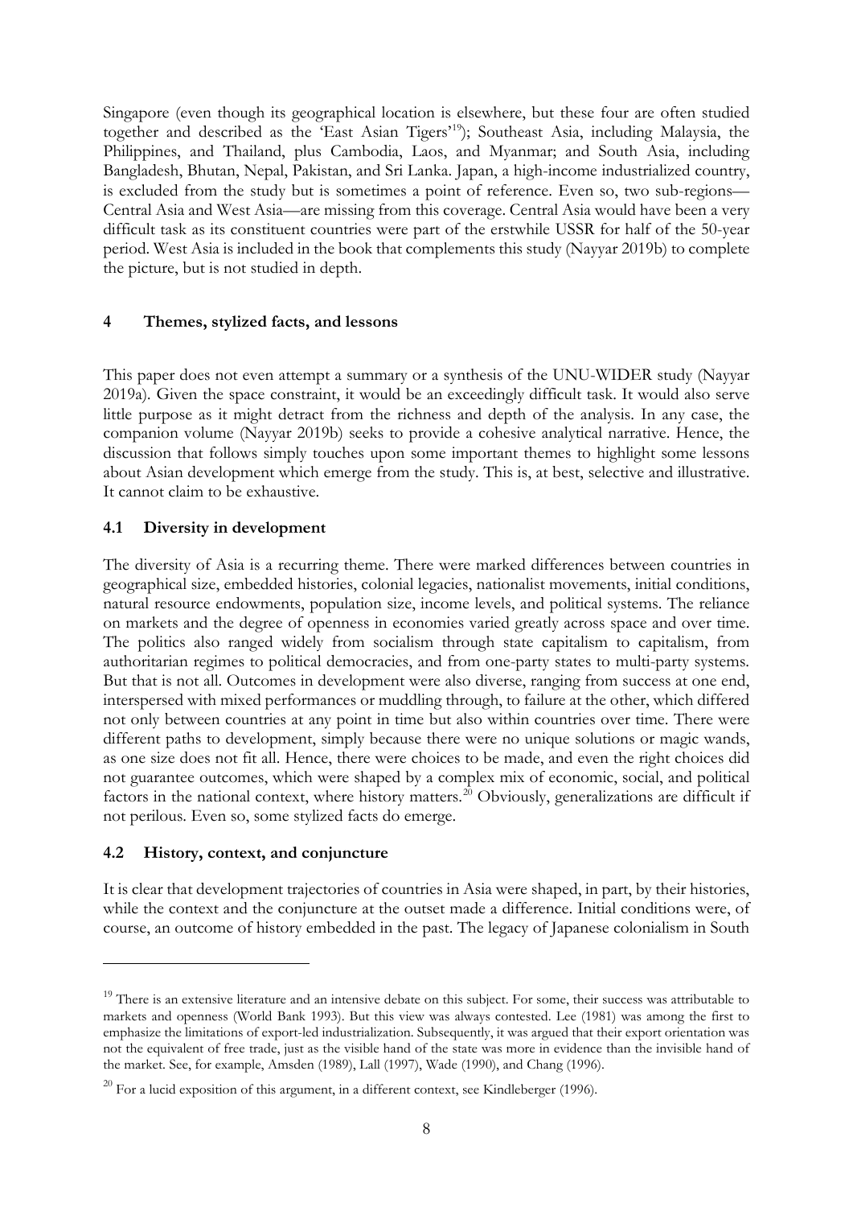Singapore (even though its geographical location is elsewhere, but these four are often studied together and described as the 'East Asian Tigers'[19]); Southeast Asia, including Malaysia, the Philippines, and Thailand, plus Cambodia, Laos, and Myanmar; and South Asia, including Bangladesh, Bhutan, Nepal, Pakistan, and Sri Lanka. Japan, a high-income industrialized country, is excluded from the study but is sometimes a point of reference. Even so, two sub-regions—Central Asia and West Asia—are missing from this coverage. Central Asia would have been a very difficult task as its constituent countries were part of the erstwhile USSR for half of the 50-year period. West Asia is included in the book that complements this study (Nayyar 2019b) to complete the picture, but is not studied in depth.

## 4 Themes, stylized facts, and lessons

This paper does not even attempt a summary or a synthesis of the UNU-WIDER study (Nayyar 2019a). Given the space constraint, it would be an exceedingly difficult task. It would also serve little purpose as it might detract from the richness and depth of the analysis. In any case, the companion volume (Nayyar 2019b) seeks to provide a cohesive analytical narrative. Hence, the discussion that follows simply touches upon some important themes to highlight some lessons about Asian development which emerge from the study. This is, at best, selective and illustrative. It cannot claim to be exhaustive.

### 4.1 Diversity in development

The diversity of Asia is a recurring theme. There were marked differences between countries in geographical size, embedded histories, colonial legacies, nationalist movements, initial conditions, natural resource endowments, population size, income levels, and political systems. The reliance on markets and the degree of openness in economies varied greatly across space and over time. The politics also ranged widely from socialism through state capitalism to capitalism, from authoritarian regimes to political democracies, and from one-party states to multi-party systems. But that is not all. Outcomes in development were also diverse, ranging from success at one end, interspersed with mixed performances or muddling through, to failure at the other, which differed not only between countries at any point in time but also within countries over time. There were different paths to development, simply because there were no unique solutions or magic wands, as one size does not fit all. Hence, there were choices to be made, and even the right choices did not guarantee outcomes, which were shaped by a complex mix of economic, social, and political factors in the national context, where history matters.[20] Obviously, generalizations are difficult if not perilous. Even so, some stylized facts do emerge.

### 4.2 History, context, and conjuncture

It is clear that development trajectories of countries in Asia were shaped, in part, by their histories, while the context and the conjuncture at the outset made a difference. Initial conditions were, of course, an outcome of history embedded in the past. The legacy of Japanese colonialism in South

---

[19] There is an extensive literature and an intensive debate on this subject. For some, their success was attributable to markets and openness (World Bank 1993). But this view was always contested. Lee (1981) was among the first to emphasize the limitations of export-led industrialization. Subsequently, it was argued that their export orientation was not the equivalent of free trade, just as the visible hand of the state was more in evidence than the invisible hand of the market. See, for example, Amsden (1989), Lall (1997), Wade (1990), and Chang (1996).

[20] For a lucid exposition of this argument, in a different context, see Kindleberger (1996).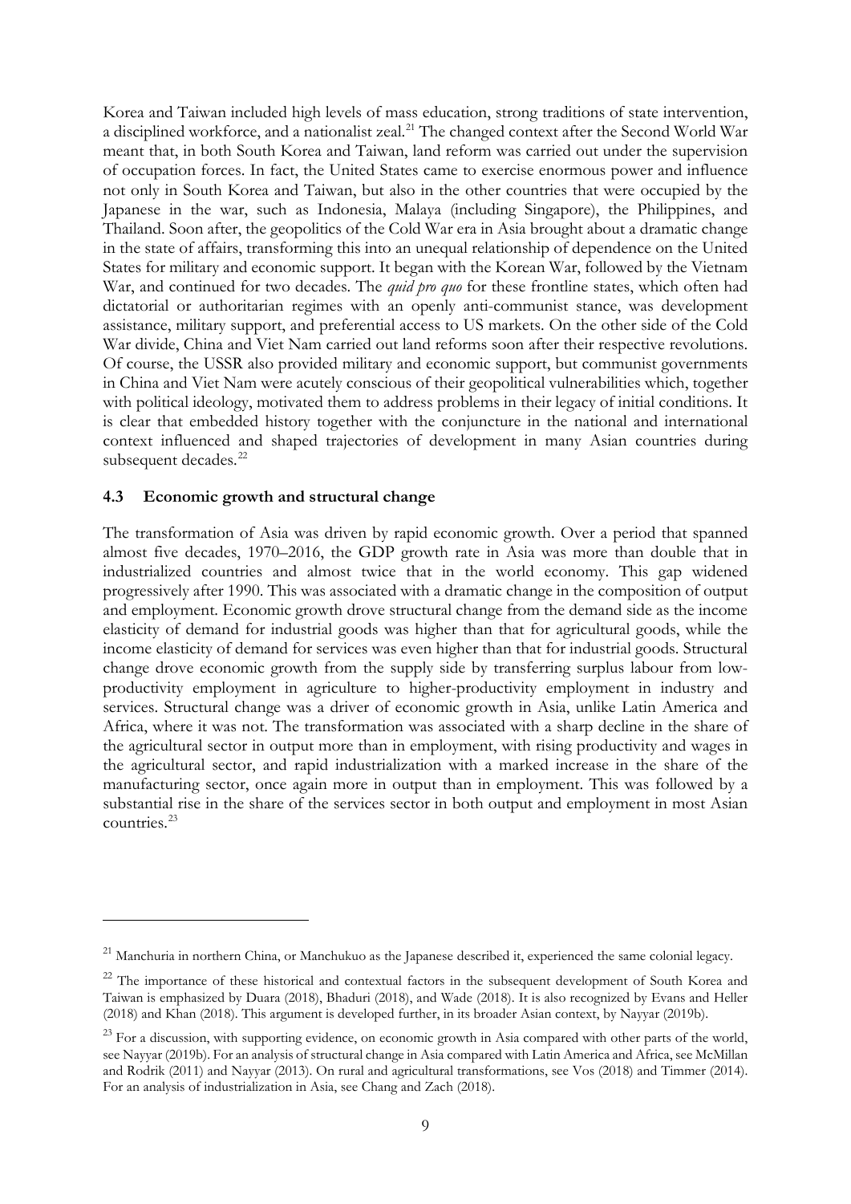Korea and Taiwan included high levels of mass education, strong traditions of state intervention, a disciplined workforce, and a nationalist zeal.[21] The changed context after the Second World War meant that, in both South Korea and Taiwan, land reform was carried out under the supervision of occupation forces. In fact, the United States came to exercise enormous power and influence not only in South Korea and Taiwan, but also in the other countries that were occupied by the Japanese in the war, such as Indonesia, Malaya (including Singapore), the Philippines, and Thailand. Soon after, the geopolitics of the Cold War era in Asia brought about a dramatic change in the state of affairs, transforming this into an unequal relationship of dependence on the United States for military and economic support. It began with the Korean War, followed by the Vietnam War, and continued for two decades. The *quid pro quo* for these frontline states, which often had dictatorial or authoritarian regimes with an openly anti-communist stance, was development assistance, military support, and preferential access to US markets. On the other side of the Cold War divide, China and Viet Nam carried out land reforms soon after their respective revolutions. Of course, the USSR also provided military and economic support, but communist governments in China and Viet Nam were acutely conscious of their geopolitical vulnerabilities which, together with political ideology, motivated them to address problems in their legacy of initial conditions. It is clear that embedded history together with the conjuncture in the national and international context influenced and shaped trajectories of development in many Asian countries during subsequent decades.[22]

### 4.3 Economic growth and structural change

The transformation of Asia was driven by rapid economic growth. Over a period that spanned almost five decades, 1970–2016, the GDP growth rate in Asia was more than double that in industrialized countries and almost twice that in the world economy. This gap widened progressively after 1990. This was associated with a dramatic change in the composition of output and employment. Economic growth drove structural change from the demand side as the income elasticity of demand for industrial goods was higher than that for agricultural goods, while the income elasticity of demand for services was even higher than that for industrial goods. Structural change drove economic growth from the supply side by transferring surplus labour from low-productivity employment in agriculture to higher-productivity employment in industry and services. Structural change was a driver of economic growth in Asia, unlike Latin America and Africa, where it was not. The transformation was associated with a sharp decline in the share of the agricultural sector in output more than in employment, with rising productivity and wages in the agricultural sector, and rapid industrialization with a marked increase in the share of the manufacturing sector, once again more in output than in employment. This was followed by a substantial rise in the share of the services sector in both output and employment in most Asian countries.[23]

---

[21] Manchuria in northern China, or Manchukuo as the Japanese described it, experienced the same colonial legacy.

[22] The importance of these historical and contextual factors in the subsequent development of South Korea and Taiwan is emphasized by Duara (2018), Bhaduri (2018), and Wade (2018). It is also recognized by Evans and Heller (2018) and Khan (2018). This argument is developed further, in its broader Asian context, by Nayyar (2019b).

[23] For a discussion, with supporting evidence, on economic growth in Asia compared with other parts of the world, see Nayyar (2019b). For an analysis of structural change in Asia compared with Latin America and Africa, see McMillan and Rodrik (2011) and Nayyar (2013). On rural and agricultural transformations, see Vos (2018) and Timmer (2014). For an analysis of industrialization in Asia, see Chang and Zach (2018).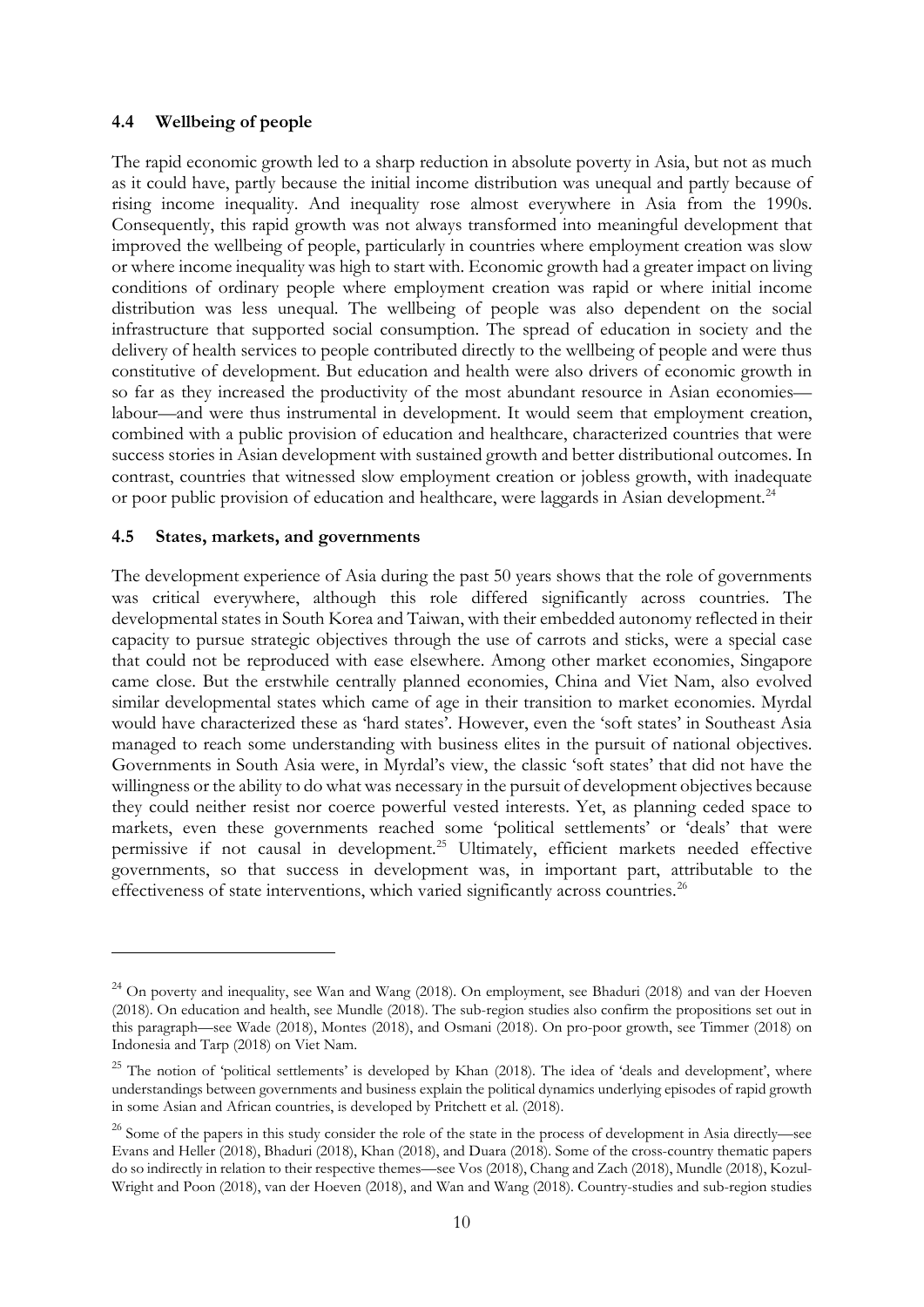### 4.4 Wellbeing of people

The rapid economic growth led to a sharp reduction in absolute poverty in Asia, but not as much as it could have, partly because the initial income distribution was unequal and partly because of rising income inequality. And inequality rose almost everywhere in Asia from the 1990s. Consequently, this rapid growth was not always transformed into meaningful development that improved the wellbeing of people, particularly in countries where employment creation was slow or where income inequality was high to start with. Economic growth had a greater impact on living conditions of ordinary people where employment creation was rapid or where initial income distribution was less unequal. The wellbeing of people was also dependent on the social infrastructure that supported social consumption. The spread of education in society and the delivery of health services to people contributed directly to the wellbeing of people and were thus constitutive of development. But education and health were also drivers of economic growth in so far as they increased the productivity of the most abundant resource in Asian economies—labour—and were thus instrumental in development. It would seem that employment creation, combined with a public provision of education and healthcare, characterized countries that were success stories in Asian development with sustained growth and better distributional outcomes. In contrast, countries that witnessed slow employment creation or jobless growth, with inadequate or poor public provision of education and healthcare, were laggards in Asian development.[24]

### 4.5 States, markets, and governments

The development experience of Asia during the past 50 years shows that the role of governments was critical everywhere, although this role differed significantly across countries. The developmental states in South Korea and Taiwan, with their embedded autonomy reflected in their capacity to pursue strategic objectives through the use of carrots and sticks, were a special case that could not be reproduced with ease elsewhere. Among other market economies, Singapore came close. But the erstwhile centrally planned economies, China and Viet Nam, also evolved similar developmental states which came of age in their transition to market economies. Myrdal would have characterized these as 'hard states'. However, even the 'soft states' in Southeast Asia managed to reach some understanding with business elites in the pursuit of national objectives. Governments in South Asia were, in Myrdal's view, the classic 'soft states' that did not have the willingness or the ability to do what was necessary in the pursuit of development objectives because they could neither resist nor coerce powerful vested interests. Yet, as planning ceded space to markets, even these governments reached some 'political settlements' or 'deals' that were permissive if not causal in development.[25] Ultimately, efficient markets needed effective governments, so that success in development was, in important part, attributable to the effectiveness of state interventions, which varied significantly across countries.[26]

---

[24] On poverty and inequality, see Wan and Wang (2018). On employment, see Bhaduri (2018) and van der Hoeven (2018). On education and health, see Mundle (2018). The sub-region studies also confirm the propositions set out in this paragraph—see Wade (2018), Montes (2018), and Osmani (2018). On pro-poor growth, see Timmer (2018) on Indonesia and Tarp (2018) on Viet Nam.

[25] The notion of 'political settlements' is developed by Khan (2018). The idea of 'deals and development', where understandings between governments and business explain the political dynamics underlying episodes of rapid growth in some Asian and African countries, is developed by Pritchett et al. (2018).

[26] Some of the papers in this study consider the role of the state in the process of development in Asia directly—see Evans and Heller (2018), Bhaduri (2018), Khan (2018), and Duara (2018). Some of the cross-country thematic papers do so indirectly in relation to their respective themes—see Vos (2018), Chang and Zach (2018), Mundle (2018), Kozul-Wright and Poon (2018), van der Hoeven (2018), and Wan and Wang (2018). Country-studies and sub-region studies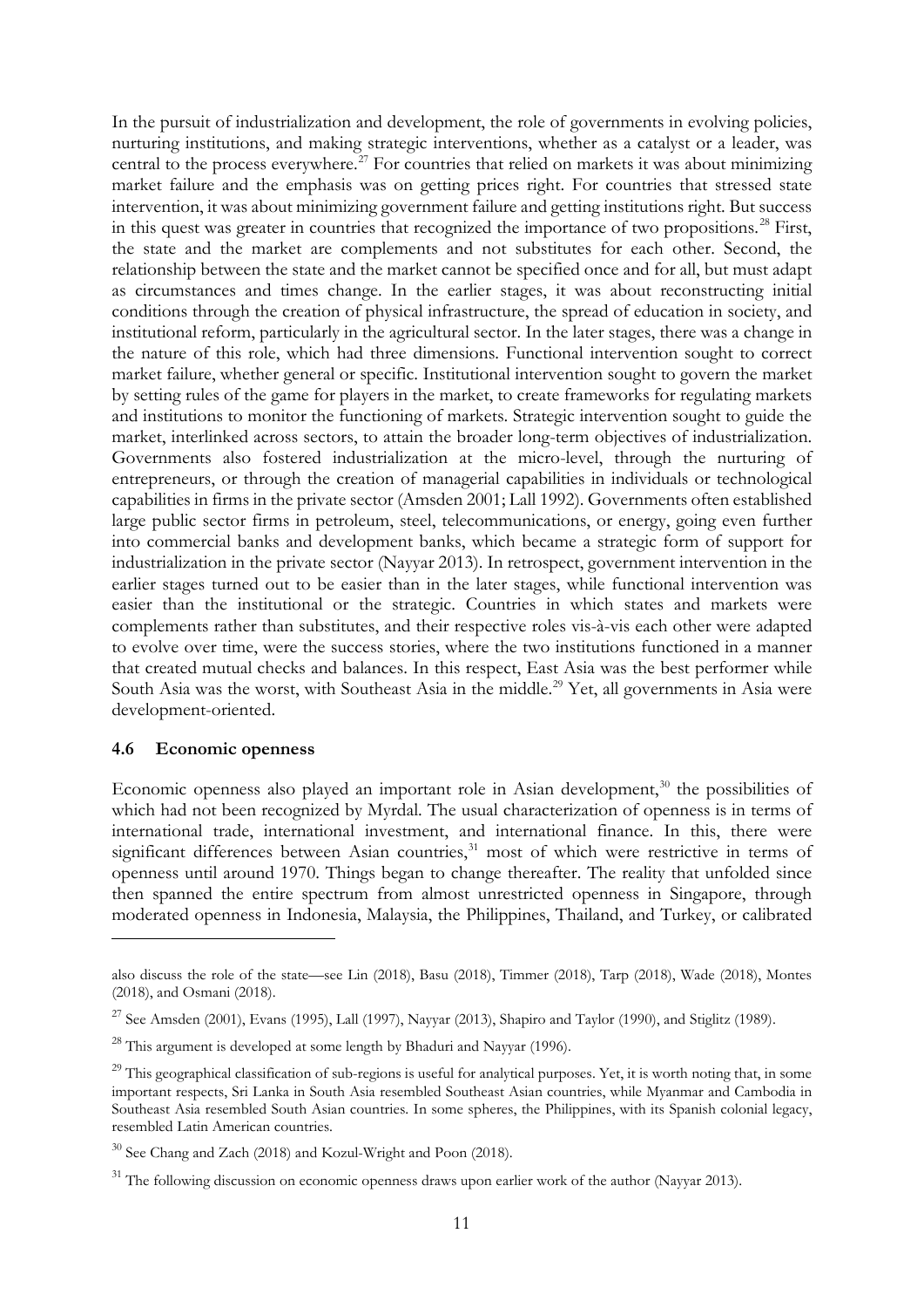In the pursuit of industrialization and development, the role of governments in evolving policies, nurturing institutions, and making strategic interventions, whether as a catalyst or a leader, was central to the process everywhere.[27] For countries that relied on markets it was about minimizing market failure and the emphasis was on getting prices right. For countries that stressed state intervention, it was about minimizing government failure and getting institutions right. But success in this quest was greater in countries that recognized the importance of two propositions.[28] First, the state and the market are complements and not substitutes for each other. Second, the relationship between the state and the market cannot be specified once and for all, but must adapt as circumstances and times change. In the earlier stages, it was about reconstructing initial conditions through the creation of physical infrastructure, the spread of education in society, and institutional reform, particularly in the agricultural sector. In the later stages, there was a change in the nature of this role, which had three dimensions. Functional intervention sought to correct market failure, whether general or specific. Institutional intervention sought to govern the market by setting rules of the game for players in the market, to create frameworks for regulating markets and institutions to monitor the functioning of markets. Strategic intervention sought to guide the market, interlinked across sectors, to attain the broader long-term objectives of industrialization. Governments also fostered industrialization at the micro-level, through the nurturing of entrepreneurs, or through the creation of managerial capabilities in individuals or technological capabilities in firms in the private sector (Amsden 2001; Lall 1992). Governments often established large public sector firms in petroleum, steel, telecommunications, or energy, going even further into commercial banks and development banks, which became a strategic form of support for industrialization in the private sector (Nayyar 2013). In retrospect, government intervention in the earlier stages turned out to be easier than in the later stages, while functional intervention was easier than the institutional or the strategic. Countries in which states and markets were complements rather than substitutes, and their respective roles vis-à-vis each other were adapted to evolve over time, were the success stories, where the two institutions functioned in a manner that created mutual checks and balances. In this respect, East Asia was the best performer while South Asia was the worst, with Southeast Asia in the middle.[29] Yet, all governments in Asia were development-oriented.

### 4.6 Economic openness

Economic openness also played an important role in Asian development,[30] the possibilities of which had not been recognized by Myrdal. The usual characterization of openness is in terms of international trade, international investment, and international finance. In this, there were significant differences between Asian countries,[31] most of which were restrictive in terms of openness until around 1970. Things began to change thereafter. The reality that unfolded since then spanned the entire spectrum from almost unrestricted openness in Singapore, through moderated openness in Indonesia, Malaysia, the Philippines, Thailand, and Turkey, or calibrated

---

also discuss the role of the state—see Lin (2018), Basu (2018), Timmer (2018), Tarp (2018), Wade (2018), Montes (2018), and Osmani (2018).

[27] See Amsden (2001), Evans (1995), Lall (1997), Nayyar (2013), Shapiro and Taylor (1990), and Stiglitz (1989).

[28] This argument is developed at some length by Bhaduri and Nayyar (1996).

[29] This geographical classification of sub-regions is useful for analytical purposes. Yet, it is worth noting that, in some important respects, Sri Lanka in South Asia resembled Southeast Asian countries, while Myanmar and Cambodia in Southeast Asia resembled South Asian countries. In some spheres, the Philippines, with its Spanish colonial legacy, resembled Latin American countries.

[30] See Chang and Zach (2018) and Kozul-Wright and Poon (2018).

[31] The following discussion on economic openness draws upon earlier work of the author (Nayyar 2013).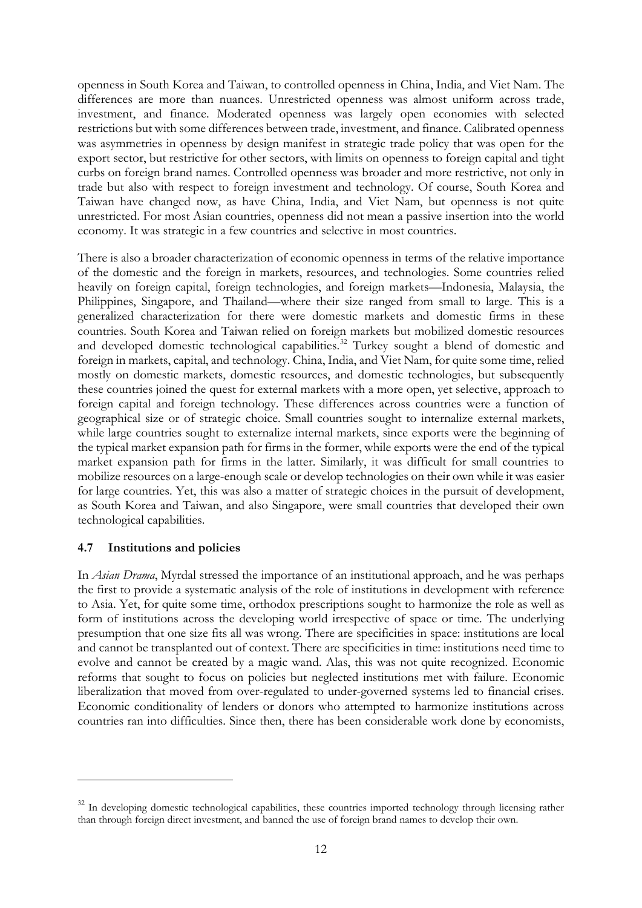openness in South Korea and Taiwan, to controlled openness in China, India, and Viet Nam. The differences are more than nuances. Unrestricted openness was almost uniform across trade, investment, and finance. Moderated openness was largely open economies with selected restrictions but with some differences between trade, investment, and finance. Calibrated openness was asymmetries in openness by design manifest in strategic trade policy that was open for the export sector, but restrictive for other sectors, with limits on openness to foreign capital and tight curbs on foreign brand names. Controlled openness was broader and more restrictive, not only in trade but also with respect to foreign investment and technology. Of course, South Korea and Taiwan have changed now, as have China, India, and Viet Nam, but openness is not quite unrestricted. For most Asian countries, openness did not mean a passive insertion into the world economy. It was strategic in a few countries and selective in most countries.

There is also a broader characterization of economic openness in terms of the relative importance of the domestic and the foreign in markets, resources, and technologies. Some countries relied heavily on foreign capital, foreign technologies, and foreign markets—Indonesia, Malaysia, the Philippines, Singapore, and Thailand—where their size ranged from small to large. This is a generalized characterization for there were domestic markets and domestic firms in these countries. South Korea and Taiwan relied on foreign markets but mobilized domestic resources and developed domestic technological capabilities.[32] Turkey sought a blend of domestic and foreign in markets, capital, and technology. China, India, and Viet Nam, for quite some time, relied mostly on domestic markets, domestic resources, and domestic technologies, but subsequently these countries joined the quest for external markets with a more open, yet selective, approach to foreign capital and foreign technology. These differences across countries were a function of geographical size or of strategic choice. Small countries sought to internalize external markets, while large countries sought to externalize internal markets, since exports were the beginning of the typical market expansion path for firms in the former, while exports were the end of the typical market expansion path for firms in the latter. Similarly, it was difficult for small countries to mobilize resources on a large-enough scale or develop technologies on their own while it was easier for large countries. Yet, this was also a matter of strategic choices in the pursuit of development, as South Korea and Taiwan, and also Singapore, were small countries that developed their own technological capabilities.

### 4.7 Institutions and policies

In *Asian Drama*, Myrdal stressed the importance of an institutional approach, and he was perhaps the first to provide a systematic analysis of the role of institutions in development with reference to Asia. Yet, for quite some time, orthodox prescriptions sought to harmonize the role as well as form of institutions across the developing world irrespective of space or time. The underlying presumption that one size fits all was wrong. There are specificities in space: institutions are local and cannot be transplanted out of context. There are specificities in time: institutions need time to evolve and cannot be created by a magic wand. Alas, this was not quite recognized. Economic reforms that sought to focus on policies but neglected institutions met with failure. Economic liberalization that moved from over-regulated to under-governed systems led to financial crises. Economic conditionality of lenders or donors who attempted to harmonize institutions across countries ran into difficulties. Since then, there has been considerable work done by economists,

---

[32] In developing domestic technological capabilities, these countries imported technology through licensing rather than through foreign direct investment, and banned the use of foreign brand names to develop their own.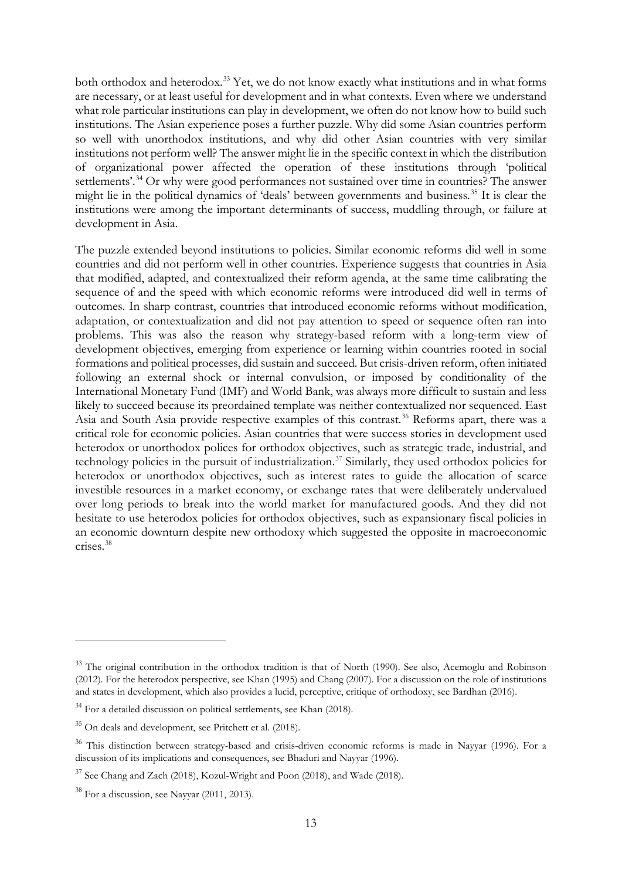both orthodox and heterodox.[33] Yet, we do not know exactly what institutions and in what forms are necessary, or at least useful for development and in what contexts. Even where we understand what role particular institutions can play in development, we often do not know how to build such institutions. The Asian experience poses a further puzzle. Why did some Asian countries perform so well with unorthodox institutions, and why did other Asian countries with very similar institutions not perform well? The answer might lie in the specific context in which the distribution of organizational power affected the operation of these institutions through 'political settlements'.[34] Or why were good performances not sustained over time in countries? The answer might lie in the political dynamics of 'deals' between governments and business.[35] It is clear the institutions were among the important determinants of success, muddling through, or failure at development in Asia.

The puzzle extended beyond institutions to policies. Similar economic reforms did well in some countries and did not perform well in other countries. Experience suggests that countries in Asia that modified, adapted, and contextualized their reform agenda, at the same time calibrating the sequence of and the speed with which economic reforms were introduced did well in terms of outcomes. In sharp contrast, countries that introduced economic reforms without modification, adaptation, or contextualization and did not pay attention to speed or sequence often ran into problems. This was also the reason why strategy-based reform with a long-term view of development objectives, emerging from experience or learning within countries rooted in social formations and political processes, did sustain and succeed. But crisis-driven reform, often initiated following an external shock or internal convulsion, or imposed by conditionality of the International Monetary Fund (IMF) and World Bank, was always more difficult to sustain and less likely to succeed because its preordained template was neither contextualized nor sequenced. East Asia and South Asia provide respective examples of this contrast.[36] Reforms apart, there was a critical role for economic policies. Asian countries that were success stories in development used heterodox or unorthodox polices for orthodox objectives, such as strategic trade, industrial, and technology policies in the pursuit of industrialization.[37] Similarly, they used orthodox policies for heterodox or unorthodox objectives, such as interest rates to guide the allocation of scarce investible resources in a market economy, or exchange rates that were deliberately undervalued over long periods to break into the world market for manufactured goods. And they did not hesitate to use heterodox policies for orthodox objectives, such as expansionary fiscal policies in an economic downturn despite new orthodoxy which suggested the opposite in macroeconomic crises.[38]

---

[33] The original contribution in the orthodox tradition is that of North (1990). See also, Acemoglu and Robinson (2012). For the heterodox perspective, see Khan (1995) and Chang (2007). For a discussion on the role of institutions and states in development, which also provides a lucid, perceptive, critique of orthodoxy, see Bardhan (2016).

[34] For a detailed discussion on political settlements, see Khan (2018).

[35] On deals and development, see Pritchett et al. (2018).

[36] This distinction between strategy-based and crisis-driven economic reforms is made in Nayyar (1996). For a discussion of its implications and consequences, see Bhaduri and Nayyar (1996).

[37] See Chang and Zach (2018), Kozul-Wright and Poon (2018), and Wade (2018).

[38] For a discussion, see Nayyar (2011, 2013).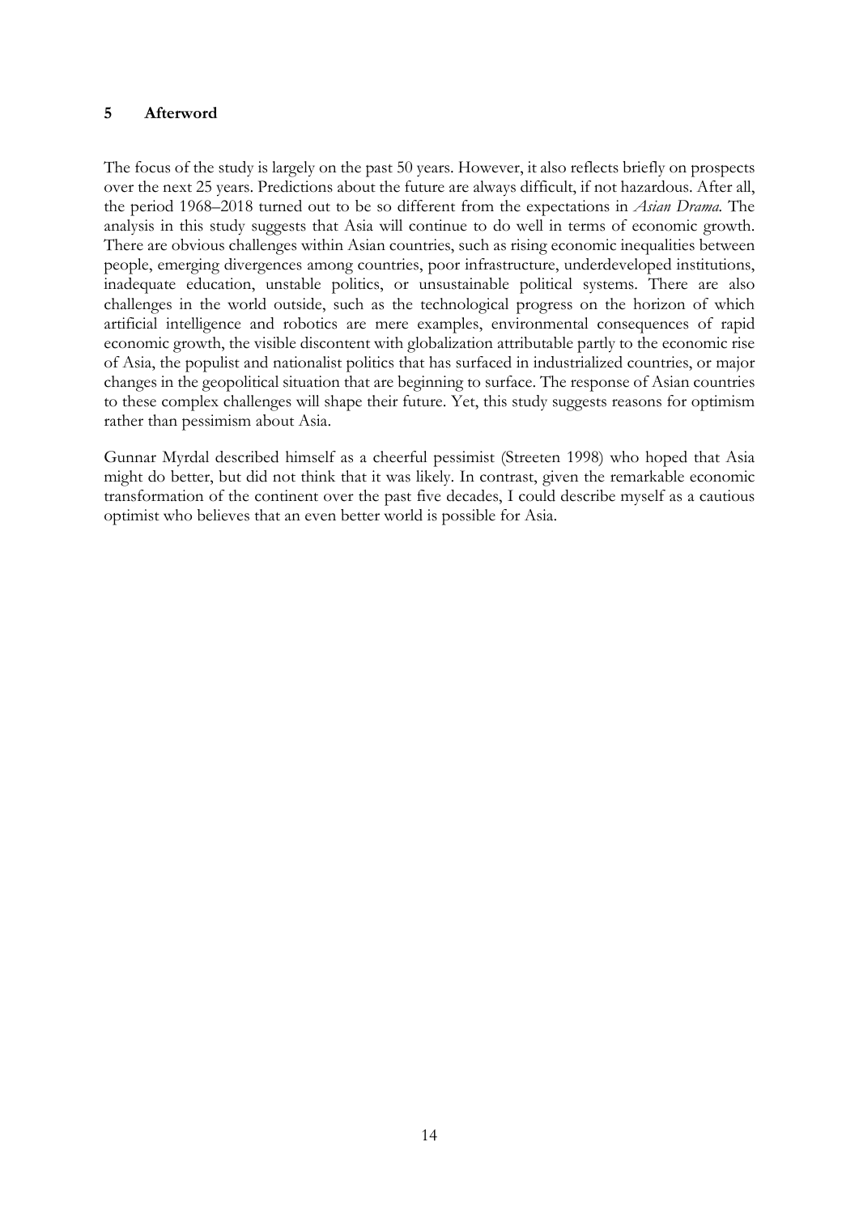## 5 Afterword

The focus of the study is largely on the past 50 years. However, it also reflects briefly on prospects over the next 25 years. Predictions about the future are always difficult, if not hazardous. After all, the period 1968–2018 turned out to be so different from the expectations in *Asian Drama*. The analysis in this study suggests that Asia will continue to do well in terms of economic growth. There are obvious challenges within Asian countries, such as rising economic inequalities between people, emerging divergences among countries, poor infrastructure, underdeveloped institutions, inadequate education, unstable politics, or unsustainable political systems. There are also challenges in the world outside, such as the technological progress on the horizon of which artificial intelligence and robotics are mere examples, environmental consequences of rapid economic growth, the visible discontent with globalization attributable partly to the economic rise of Asia, the populist and nationalist politics that has surfaced in industrialized countries, or major changes in the geopolitical situation that are beginning to surface. The response of Asian countries to these complex challenges will shape their future. Yet, this study suggests reasons for optimism rather than pessimism about Asia.

Gunnar Myrdal described himself as a cheerful pessimist (Streeten 1998) who hoped that Asia might do better, but did not think that it was likely. In contrast, given the remarkable economic transformation of the continent over the past five decades, I could describe myself as a cautious optimist who believes that an even better world is possible for Asia.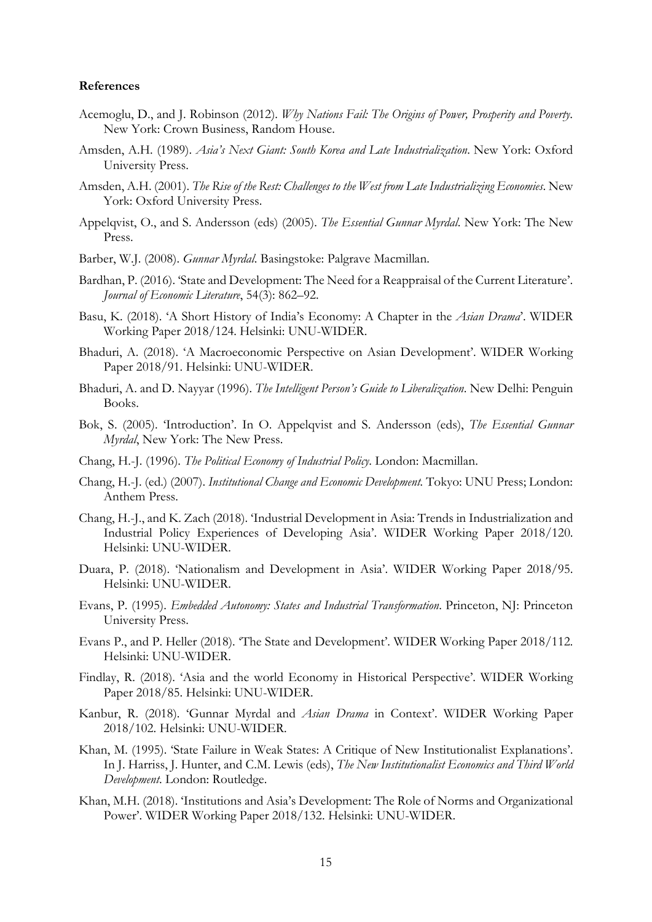**References**

Acemoglu, D., and J. Robinson (2012). *Why Nations Fail: The Origins of Power, Prosperity and Poverty*. New York: Crown Business, Random House.

Amsden, A.H. (1989). *Asia's Next Giant: South Korea and Late Industrialization*. New York: Oxford University Press.

Amsden, A.H. (2001). *The Rise of the Rest: Challenges to the West from Late Industrializing Economies*. New York: Oxford University Press.

Appelqvist, O., and S. Andersson (eds) (2005). *The Essential Gunnar Myrdal*. New York: The New Press.

Barber, W.J. (2008). *Gunnar Myrdal*. Basingstoke: Palgrave Macmillan.

Bardhan, P. (2016). 'State and Development: The Need for a Reappraisal of the Current Literature'. *Journal of Economic Literature*, 54(3): 862–92.

Basu, K. (2018). 'A Short History of India's Economy: A Chapter in the *Asian Drama*'. WIDER Working Paper 2018/124. Helsinki: UNU-WIDER.

Bhaduri, A. (2018). 'A Macroeconomic Perspective on Asian Development'. WIDER Working Paper 2018/91. Helsinki: UNU-WIDER.

Bhaduri, A. and D. Nayyar (1996). *The Intelligent Person's Guide to Liberalization*. New Delhi: Penguin Books.

Bok, S. (2005). 'Introduction'. In O. Appelqvist and S. Andersson (eds), *The Essential Gunnar Myrdal*, New York: The New Press.

Chang, H.-J. (1996). *The Political Economy of Industrial Policy*. London: Macmillan.

Chang, H.-J. (ed.) (2007). *Institutional Change and Economic Development*. Tokyo: UNU Press; London: Anthem Press.

Chang, H.-J., and K. Zach (2018). 'Industrial Development in Asia: Trends in Industrialization and Industrial Policy Experiences of Developing Asia'. WIDER Working Paper 2018/120. Helsinki: UNU-WIDER.

Duara, P. (2018). 'Nationalism and Development in Asia'. WIDER Working Paper 2018/95. Helsinki: UNU-WIDER.

Evans, P. (1995). *Embedded Autonomy: States and Industrial Transformation*. Princeton, NJ: Princeton University Press.

Evans P., and P. Heller (2018). 'The State and Development'. WIDER Working Paper 2018/112. Helsinki: UNU-WIDER.

Findlay, R. (2018). 'Asia and the world Economy in Historical Perspective'. WIDER Working Paper 2018/85. Helsinki: UNU-WIDER.

Kanbur, R. (2018). 'Gunnar Myrdal and *Asian Drama* in Context'. WIDER Working Paper 2018/102. Helsinki: UNU-WIDER.

Khan, M. (1995). 'State Failure in Weak States: A Critique of New Institutionalist Explanations'. In J. Harriss, J. Hunter, and C.M. Lewis (eds), *The New Institutionalist Economics and Third World Development*. London: Routledge.

Khan, M.H. (2018). 'Institutions and Asia's Development: The Role of Norms and Organizational Power'. WIDER Working Paper 2018/132. Helsinki: UNU-WIDER.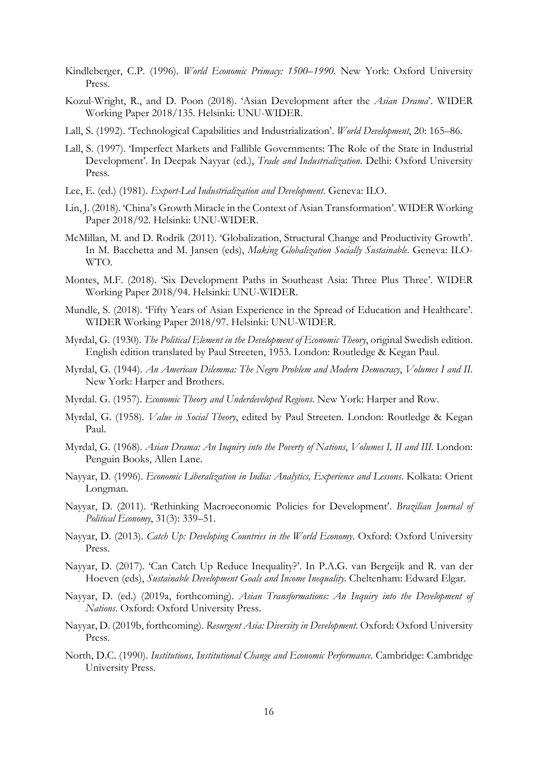Kindleberger, C.P. (1996). *World Economic Primacy: 1500–1990*. New York: Oxford University Press.

Kozul-Wright, R., and D. Poon (2018). 'Asian Development after the *Asian Drama*'. WIDER Working Paper 2018/135. Helsinki: UNU-WIDER.

Lall, S. (1992). 'Technological Capabilities and Industrialization'. *World Development*, 20: 165–86.

Lall, S. (1997). 'Imperfect Markets and Fallible Governments: The Role of the State in Industrial Development'. In Deepak Nayyar (ed.), *Trade and Industrialization*. Delhi: Oxford University Press.

Lee, E. (ed.) (1981). *Export-Led Industrialization and Development*. Geneva: ILO.

Lin, J. (2018). 'China's Growth Miracle in the Context of Asian Transformation'. WIDER Working Paper 2018/92. Helsinki: UNU-WIDER.

McMillan, M. and D. Rodrik (2011). 'Globalization, Structural Change and Productivity Growth'. In M. Bacchetta and M. Jansen (eds), *Making Globalization Socially Sustainable*. Geneva: ILO-WTO.

Montes, M.F. (2018). 'Six Development Paths in Southeast Asia: Three Plus Three'. WIDER Working Paper 2018/94. Helsinki: UNU-WIDER.

Mundle, S. (2018). 'Fifty Years of Asian Experience in the Spread of Education and Healthcare'. WIDER Working Paper 2018/97. Helsinki: UNU-WIDER.

Myrdal, G. (1930). *The Political Element in the Development of Economic Theory*, original Swedish edition. English edition translated by Paul Streeten, 1953. London: Routledge & Kegan Paul.

Myrdal, G. (1944). *An American Dilemma: The Negro Problem and Modern Democracy*, *Volumes I and II*. New York: Harper and Brothers.

Myrdal. G. (1957). *Economic Theory and Underdeveloped Regions*. New York: Harper and Row.

Myrdal, G. (1958). *Value in Social Theory*, edited by Paul Streeten. London: Routledge & Kegan Paul.

Myrdal, G. (1968). *Asian Drama: An Inquiry into the Poverty of Nations*, *Volumes I, II and III*. London: Penguin Books, Allen Lane.

Nayyar, D. (1996). *Economic Liberalization in India: Analytics, Experience and Lessons*. Kolkata: Orient Longman.

Nayyar, D. (2011). 'Rethinking Macroeconomic Policies for Development'. *Brazilian Journal of Political Economy*, 31(3): 339–51.

Nayyar, D. (2013). *Catch Up: Developing Countries in the World Economy*. Oxford: Oxford University Press.

Nayyar, D. (2017). 'Can Catch Up Reduce Inequality?'. In P.A.G. van Bergeijk and R. van der Hoeven (eds), *Sustainable Development Goals and Income Inequality*. Cheltenham: Edward Elgar.

Nayyar, D. (ed.) (2019a, forthcoming). *Asian Transformations: An Inquiry into the Development of Nations*. Oxford: Oxford University Press.

Nayyar, D. (2019b, forthcoming). *Resurgent Asia: Diversity in Development*. Oxford: Oxford University Press.

North, D.C. (1990). *Institutions, Institutional Change and Economic Performance*. Cambridge: Cambridge University Press.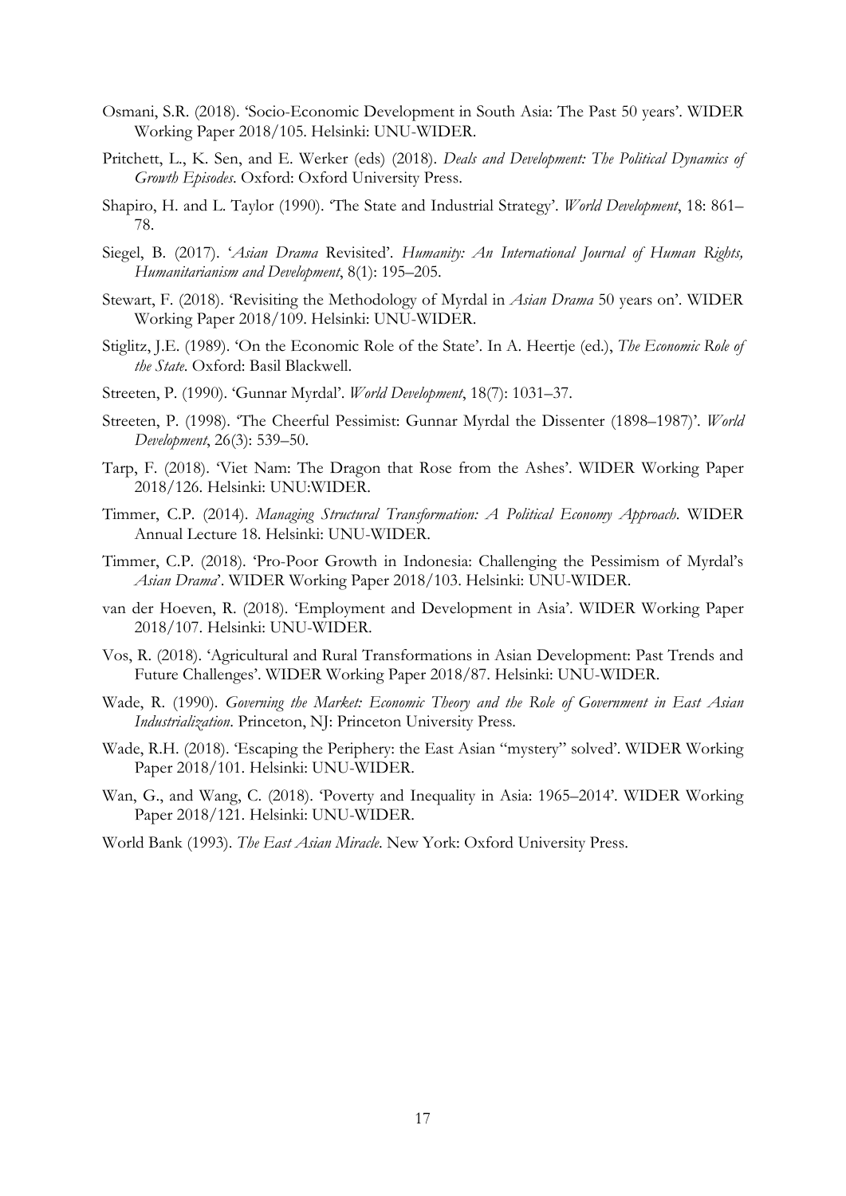Osmani, S.R. (2018). 'Socio-Economic Development in South Asia: The Past 50 years'. WIDER Working Paper 2018/105. Helsinki: UNU-WIDER.

Pritchett, L., K. Sen, and E. Werker (eds) (2018). *Deals and Development: The Political Dynamics of Growth Episodes*. Oxford: Oxford University Press.

Shapiro, H. and L. Taylor (1990). 'The State and Industrial Strategy'. *World Development*, 18: 861–78.

Siegel, B. (2017). '*Asian Drama* Revisited'. *Humanity: An International Journal of Human Rights, Humanitarianism and Development*, 8(1): 195–205.

Stewart, F. (2018). 'Revisiting the Methodology of Myrdal in *Asian Drama* 50 years on'. WIDER Working Paper 2018/109. Helsinki: UNU-WIDER.

Stiglitz, J.E. (1989). 'On the Economic Role of the State'. In A. Heertje (ed.), *The Economic Role of the State*. Oxford: Basil Blackwell.

Streeten, P. (1990). 'Gunnar Myrdal'. *World Development*, 18(7): 1031–37.

Streeten, P. (1998). 'The Cheerful Pessimist: Gunnar Myrdal the Dissenter (1898–1987)'. *World Development*, 26(3): 539–50.

Tarp, F. (2018). 'Viet Nam: The Dragon that Rose from the Ashes'. WIDER Working Paper 2018/126. Helsinki: UNU:WIDER.

Timmer, C.P. (2014). *Managing Structural Transformation: A Political Economy Approach*. WIDER Annual Lecture 18. Helsinki: UNU-WIDER.

Timmer, C.P. (2018). 'Pro-Poor Growth in Indonesia: Challenging the Pessimism of Myrdal's *Asian Drama*'. WIDER Working Paper 2018/103. Helsinki: UNU-WIDER.

van der Hoeven, R. (2018). 'Employment and Development in Asia'. WIDER Working Paper 2018/107. Helsinki: UNU-WIDER.

Vos, R. (2018). 'Agricultural and Rural Transformations in Asian Development: Past Trends and Future Challenges'. WIDER Working Paper 2018/87. Helsinki: UNU-WIDER.

Wade, R. (1990). *Governing the Market: Economic Theory and the Role of Government in East Asian Industrialization*. Princeton, NJ: Princeton University Press.

Wade, R.H. (2018). 'Escaping the Periphery: the East Asian "mystery" solved'. WIDER Working Paper 2018/101. Helsinki: UNU-WIDER.

Wan, G., and Wang, C. (2018). 'Poverty and Inequality in Asia: 1965–2014'. WIDER Working Paper 2018/121. Helsinki: UNU-WIDER.

World Bank (1993). *The East Asian Miracle*. New York: Oxford University Press.